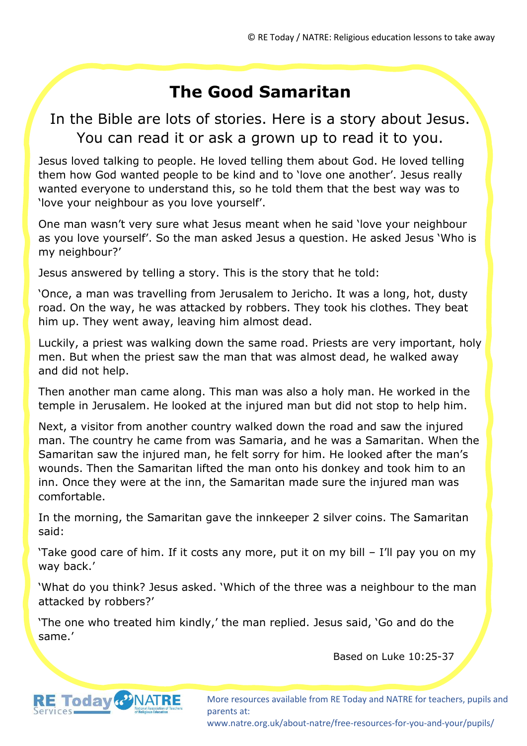# The Good Samaritan

In the Bible are lots of stories. Here is a story about Jesus. You can read it or ask a grown up to read it to you.

Jesus loved talking to people. He loved telling them about God. He loved telling them how God wanted people to be kind and to 'love one another'. Jesus really wanted everyone to understand this, so he told them that the best way was to 'love your neighbour as you love yourself'.

One man wasn't very sure what Jesus meant when he said 'love your neighbour as you love yourself'. So the man asked Jesus a question. He asked Jesus 'Who is my neighbour?'

Jesus answered by telling a story. This is the story that he told:

'Once, a man was travelling from Jerusalem to Jericho. It was a long, hot, dusty road. On the way, he was attacked by robbers. They took his clothes. They beat him up. They went away, leaving him almost dead.

Luckily, a priest was walking down the same road. Priests are very important, holy men. But when the priest saw the man that was almost dead, he walked away and did not help.

Then another man came along. This man was also a holy man. He worked in the temple in Jerusalem. He looked at the injured man but did not stop to help him.

Next, a visitor from another country walked down the road and saw the injured man. The country he came from was Samaria, and he was a Samaritan. When the Samaritan saw the injured man, he felt sorry for him. He looked after the man's wounds. Then the Samaritan lifted the man onto his donkey and took him to an inn. Once they were at the inn, the Samaritan made sure the injured man was comfortable.

In the morning, the Samaritan gave the innkeeper 2 silver coins. The Samaritan said:

'Take good care of him. If it costs any more, put it on my bill – I'll pay you on my way back.'

'What do you think? Jesus asked. 'Which of the three was a neighbour to the man attacked by robbers?'

'The one who treated him kindly,' the man replied. Jesus said, 'Go and do the same.'

Based on Luke 10:25-37

More resources available from RE Today and NATRE for teachers, pupils and parents at: www.natre.org.uk/about-natre/free-resources-for-you-and-your/pupils/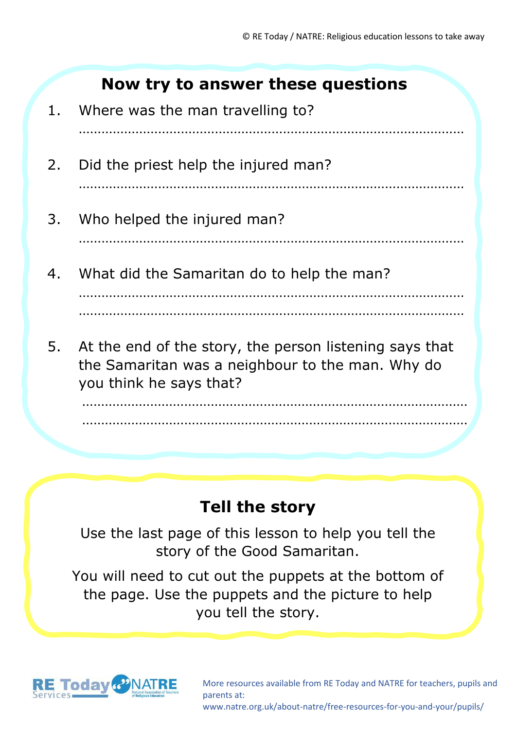## Now try to answer these questions

1. Where was the man travelling to?

   ……………………………………………………………………………………………

2. Did the priest help the injured man?

   ……………………………………………………………………………………………

3. Who helped the injured man?

   ……………………………………………………………………………………………

4. What did the Samaritan do to help the man?

   ……………………………………………………………………………………………

   ……………………………………………………………………………………………

5. At the end of the story, the person listening says that the Samaritan was a neighbour to the man. Why do you think he says that?

   ……………………………………………………………………………………………

   ……………………………………………………………………………………………

## Tell the story

Use the last page of this lesson to help you tell the story of the Good Samaritan.

You will need to cut out the puppets at the bottom of the page. Use the puppets and the picture to help you tell the story.

More resources available from RE Today and NATRE for teachers, pupils and parents at:
www.natre.org.uk/about-natre/free-resources-for-you-and-your/pupils/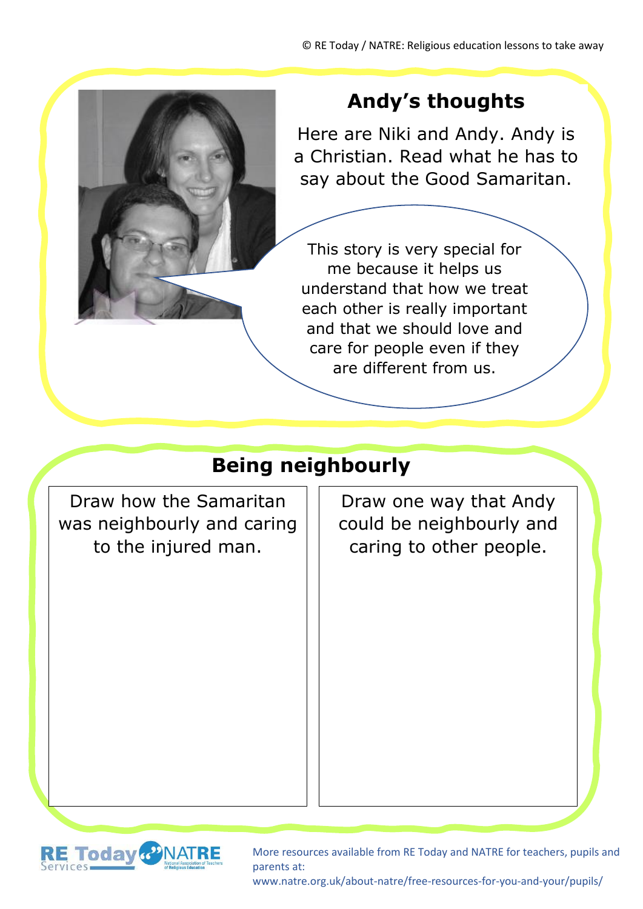## Andy's thoughts

Here are Niki and Andy. Andy is a Christian. Read what he has to say about the Good Samaritan.

This story is very special for me because it helps us understand that how we treat each other is really important and that we should love and care for people even if they are different from us.

## Being neighbourly

| Draw how the Samaritan was neighbourly and caring to the injured man. | Draw one way that Andy could be neighbourly and caring to other people. |
| --- | --- |
| | |

More resources available from RE Today and NATRE for teachers, pupils and parents at: www.natre.org.uk/about-natre/free-resources-for-you-and-your/pupils/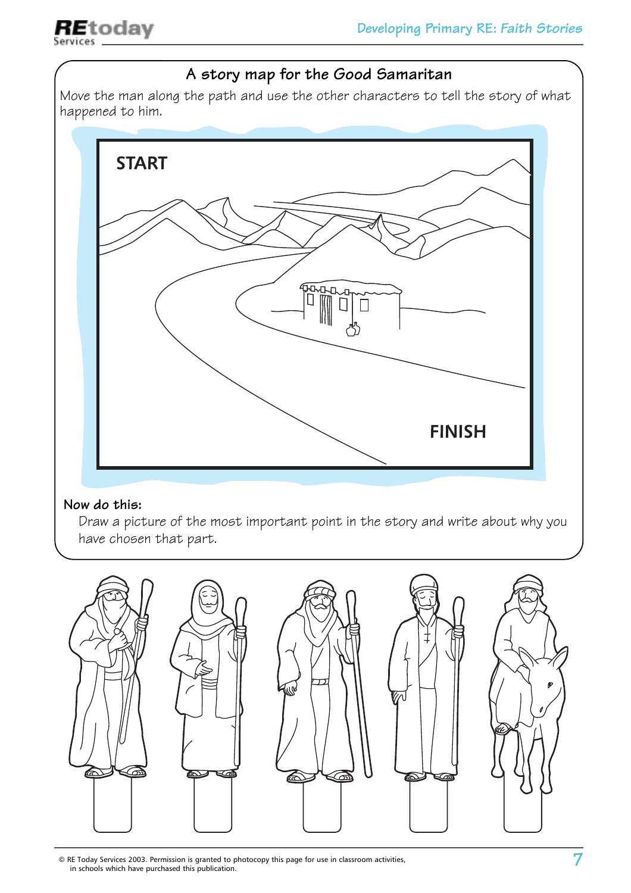## A story map for the Good Samaritan

Move the man along the path and use the other characters to tell the story of what happened to him.

START

FINISH

**Now do this:**

Draw a picture of the most important point in the story and write about why you have chosen that part.

© RE Today Services 2003. Permission is granted to photocopy this page for use in classroom activities, in schools which have purchased this publication.